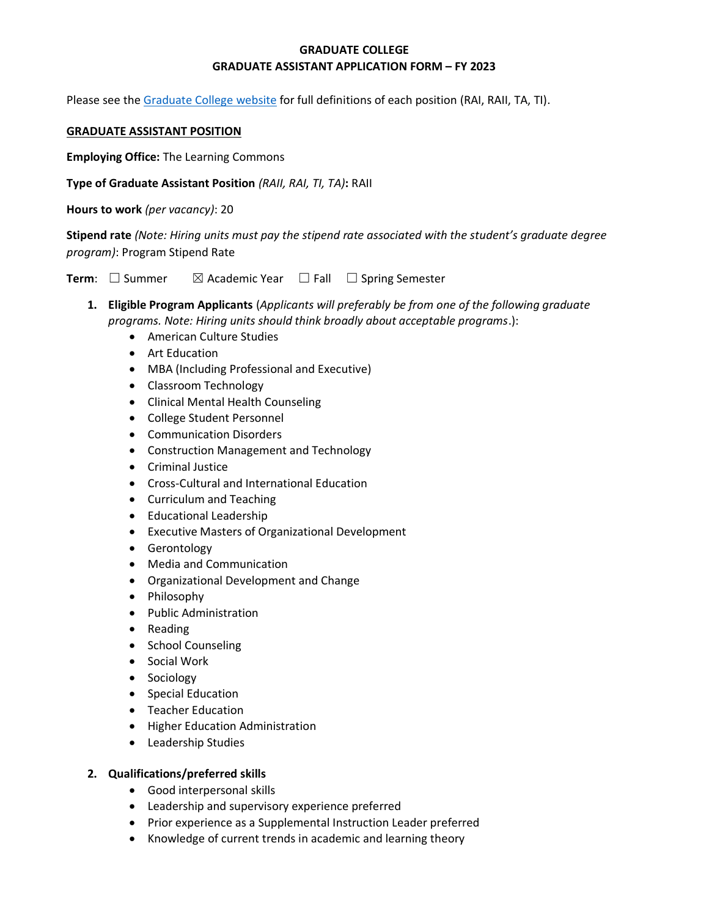# GRADUATE COLLEGE
# GRADUATE ASSISTANT APPLICATION FORM – FY 2023

Please see the [Graduate College website](#) for full definitions of each position (RAI, RAII, TA, TI).

## GRADUATE ASSISTANT POSITION

**Employing Office:** The Learning Commons

**Type of Graduate Assistant Position** *(RAII, RAI, TI, TA)*: RAII

**Hours to work** *(per vacancy)*: 20

**Stipend rate** *(Note: Hiring units must pay the stipend rate associated with the student's graduate degree program)*: Program Stipend Rate

**Term**: ☐ Summer ☒ Academic Year ☐ Fall ☐ Spring Semester

1. **Eligible Program Applicants** (*Applicants will preferably be from one of the following graduate programs. Note: Hiring units should think broadly about acceptable programs*.):
   - American Culture Studies
   - Art Education
   - MBA (Including Professional and Executive)
   - Classroom Technology
   - Clinical Mental Health Counseling
   - College Student Personnel
   - Communication Disorders
   - Construction Management and Technology
   - Criminal Justice
   - Cross-Cultural and International Education
   - Curriculum and Teaching
   - Educational Leadership
   - Executive Masters of Organizational Development
   - Gerontology
   - Media and Communication
   - Organizational Development and Change
   - Philosophy
   - Public Administration
   - Reading
   - School Counseling
   - Social Work
   - Sociology
   - Special Education
   - Teacher Education
   - Higher Education Administration
   - Leadership Studies

2. **Qualifications/preferred skills**
   - Good interpersonal skills
   - Leadership and supervisory experience preferred
   - Prior experience as a Supplemental Instruction Leader preferred
   - Knowledge of current trends in academic and learning theory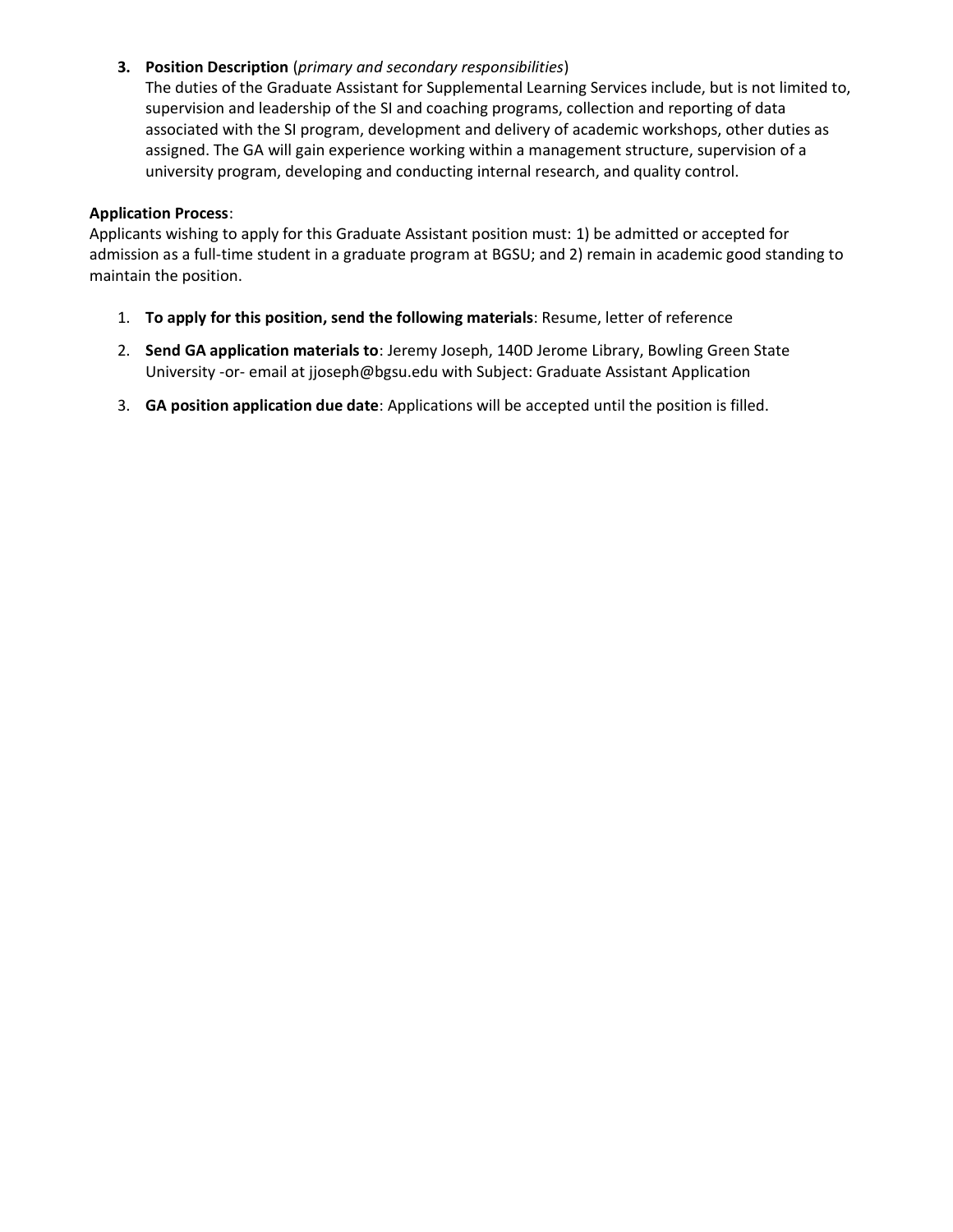3. **Position Description** (*primary and secondary responsibilities*)
   The duties of the Graduate Assistant for Supplemental Learning Services include, but is not limited to, supervision and leadership of the SI and coaching programs, collection and reporting of data associated with the SI program, development and delivery of academic workshops, other duties as assigned. The GA will gain experience working within a management structure, supervision of a university program, developing and conducting internal research, and quality control.

**Application Process**:
Applicants wishing to apply for this Graduate Assistant position must: 1) be admitted or accepted for admission as a full-time student in a graduate program at BGSU; and 2) remain in academic good standing to maintain the position.

1. **To apply for this position, send the following materials**: Resume, letter of reference
2. **Send GA application materials to**: Jeremy Joseph, 140D Jerome Library, Bowling Green State University -or- email at jjoseph@bgsu.edu with Subject: Graduate Assistant Application
3. **GA position application due date**: Applications will be accepted until the position is filled.